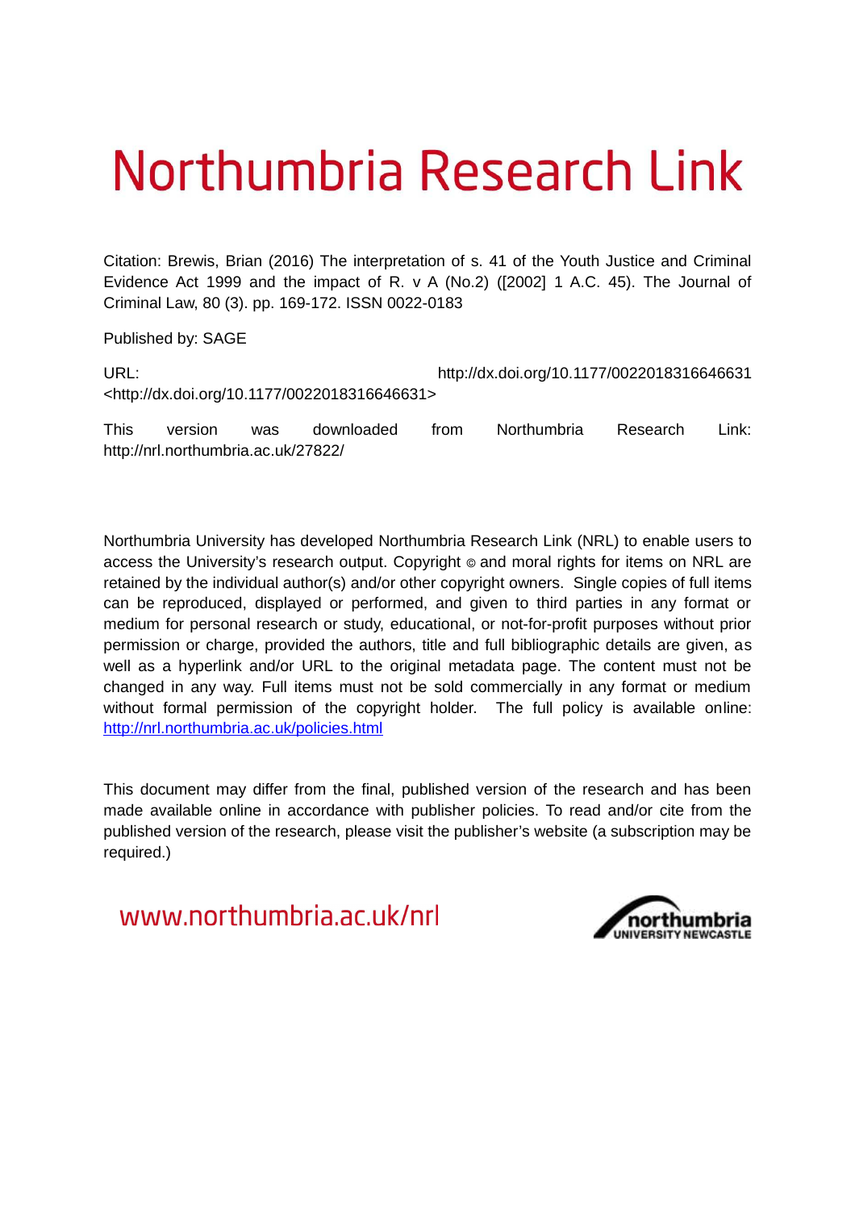# Northumbria Research Link

Citation: Brewis, Brian (2016) The interpretation of s. 41 of the Youth Justice and Criminal Evidence Act 1999 and the impact of R. v A (No.2) ([2002] 1 A.C. 45). The Journal of Criminal Law, 80 (3). pp. 169-172. ISSN 0022-0183

Published by: SAGE

URL: http://dx.doi.org/10.1177/0022018316646631 <http://dx.doi.org/10.1177/0022018316646631>

This version was downloaded from Northumbria Research Link: http://nrl.northumbria.ac.uk/27822/

Northumbria University has developed Northumbria Research Link (NRL) to enable users to access the University's research output. Copyright © and moral rights for items on NRL are retained by the individual author(s) and/or other copyright owners. Single copies of full items can be reproduced, displayed or performed, and given to third parties in any format or medium for personal research or study, educational, or not-for-profit purposes without prior permission or charge, provided the authors, title and full bibliographic details are given, as well as a hyperlink and/or URL to the original metadata page. The content must not be changed in any way. Full items must not be sold commercially in any format or medium without formal permission of the copyright holder. The full policy is available online: http://nrl.northumbria.ac.uk/policies.html

This document may differ from the final, published version of the research and has been made available online in accordance with publisher policies. To read and/or cite from the published version of the research, please visit the publisher's website (a subscription may be required.)

www.northumbria.ac.uk/nrl

northumbria UNIVERSITY NEWCASTLE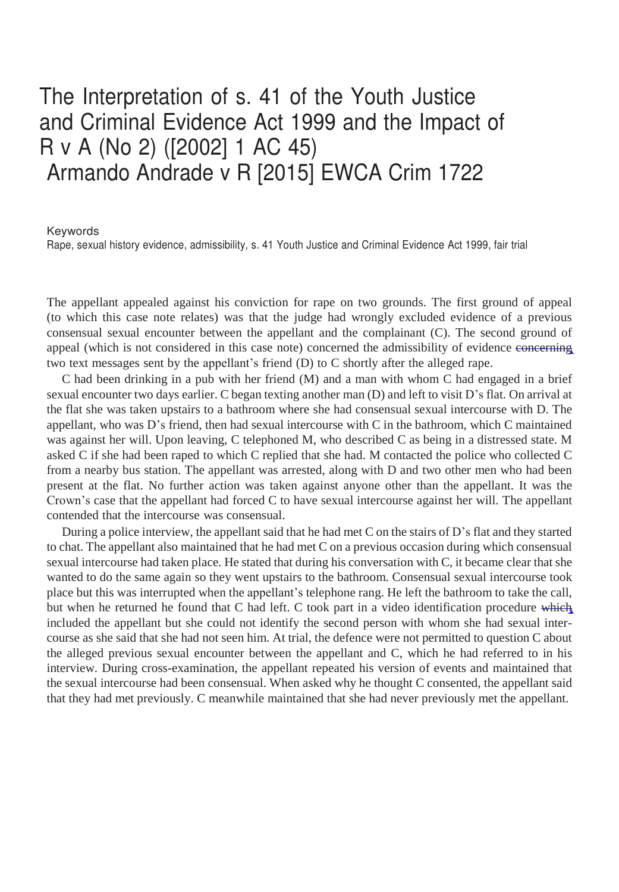# The Interpretation of s. 41 of the Youth Justice and Criminal Evidence Act 1999 and the Impact of R v A (No 2) ([2002] 1 AC 45)

## Armando Andrade v R [2015] EWCA Crim 1722

**Keywords**

Rape, sexual history evidence, admissibility, s. 41 Youth Justice and Criminal Evidence Act 1999, fair trial

The appellant appealed against his conviction for rape on two grounds. The first ground of appeal (to which this case note relates) was that the judge had wrongly excluded evidence of a previous consensual sexual encounter between the appellant and the complainant (C). The second ground of appeal (which is not considered in this case note) concerned the admissibility of evidence concerning two text messages sent by the appellant's friend (D) to C shortly after the alleged rape.

C had been drinking in a pub with her friend (M) and a man with whom C had engaged in a brief sexual encounter two days earlier. C began texting another man (D) and left to visit D's flat. On arrival at the flat she was taken upstairs to a bathroom where she had consensual sexual intercourse with D. The appellant, who was D's friend, then had sexual intercourse with C in the bathroom, which C maintained was against her will. Upon leaving, C telephoned M, who described C as being in a distressed state. M asked C if she had been raped to which C replied that she had. M contacted the police who collected C from a nearby bus station. The appellant was arrested, along with D and two other men who had been present at the flat. No further action was taken against anyone other than the appellant. It was the Crown's case that the appellant had forced C to have sexual intercourse against her will. The appellant contended that the intercourse was consensual.

During a police interview, the appellant said that he had met C on the stairs of D's flat and they started to chat. The appellant also maintained that he had met C on a previous occasion during which consensual sexual intercourse had taken place. He stated that during his conversation with C, it became clear that she wanted to do the same again so they went upstairs to the bathroom. Consensual sexual intercourse took place but this was interrupted when the appellant's telephone rang. He left the bathroom to take the call, but when he returned he found that C had left. C took part in a video identification procedure which included the appellant but she could not identify the second person with whom she had sexual intercourse as she said that she had not seen him. At trial, the defence were not permitted to question C about the alleged previous sexual encounter between the appellant and C, which he had referred to in his interview. During cross-examination, the appellant repeated his version of events and maintained that the sexual intercourse had been consensual. When asked why he thought C consented, the appellant said that they had met previously. C meanwhile maintained that she had never previously met the appellant.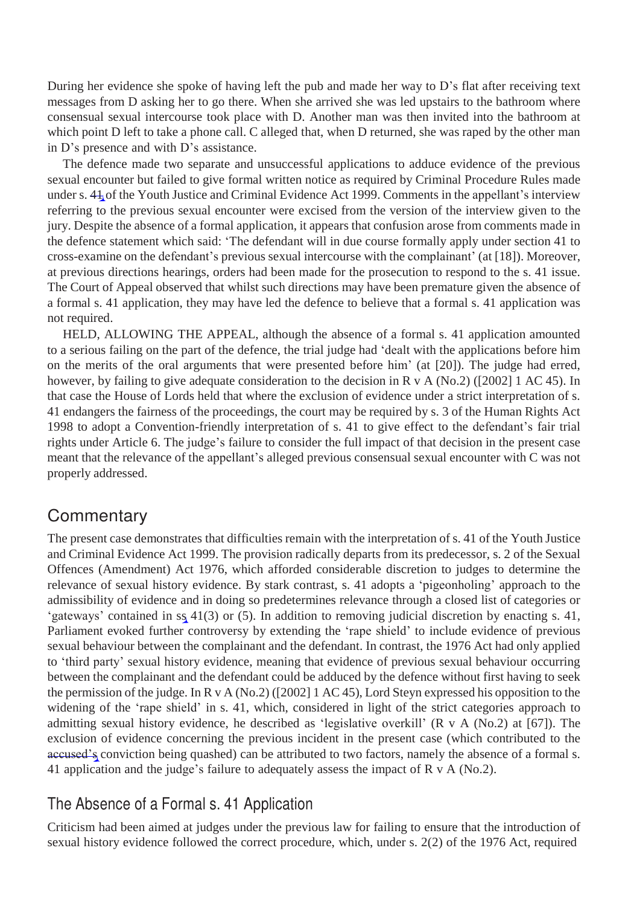During her evidence she spoke of having left the pub and made her way to D's flat after receiving text messages from D asking her to go there. When she arrived she was led upstairs to the bathroom where consensual sexual intercourse took place with D. Another man was then invited into the bathroom at which point D left to take a phone call. C alleged that, when D returned, she was raped by the other man in D's presence and with D's assistance.

The defence made two separate and unsuccessful applications to adduce evidence of the previous sexual encounter but failed to give formal written notice as required by Criminal Procedure Rules made under s. 41 of the Youth Justice and Criminal Evidence Act 1999. Comments in the appellant's interview referring to the previous sexual encounter were excised from the version of the interview given to the jury. Despite the absence of a formal application, it appears that confusion arose from comments made in the defence statement which said: 'The defendant will in due course formally apply under section 41 to cross-examine on the defendant's previous sexual intercourse with the complainant' (at [18]). Moreover, at previous directions hearings, orders had been made for the prosecution to respond to the s. 41 issue. The Court of Appeal observed that whilst such directions may have been premature given the absence of a formal s. 41 application, they may have led the defence to believe that a formal s. 41 application was not required.

HELD, ALLOWING THE APPEAL, although the absence of a formal s. 41 application amounted to a serious failing on the part of the defence, the trial judge had 'dealt with the applications before him on the merits of the oral arguments that were presented before him' (at [20]). The judge had erred, however, by failing to give adequate consideration to the decision in R v A (No.2) ([2002] 1 AC 45). In that case the House of Lords held that where the exclusion of evidence under a strict interpretation of s. 41 endangers the fairness of the proceedings, the court may be required by s. 3 of the Human Rights Act 1998 to adopt a Convention-friendly interpretation of s. 41 to give effect to the defendant's fair trial rights under Article 6. The judge's failure to consider the full impact of that decision in the present case meant that the relevance of the appellant's alleged previous consensual sexual encounter with C was not properly addressed.

## Commentary

The present case demonstrates that difficulties remain with the interpretation of s. 41 of the Youth Justice and Criminal Evidence Act 1999. The provision radically departs from its predecessor, s. 2 of the Sexual Offences (Amendment) Act 1976, which afforded considerable discretion to judges to determine the relevance of sexual history evidence. By stark contrast, s. 41 adopts a 'pigeonholing' approach to the admissibility of evidence and in doing so predetermines relevance through a closed list of categories or 'gateways' contained in ss 41(3) or (5). In addition to removing judicial discretion by enacting s. 41, Parliament evoked further controversy by extending the 'rape shield' to include evidence of previous sexual behaviour between the complainant and the defendant. In contrast, the 1976 Act had only applied to 'third party' sexual history evidence, meaning that evidence of previous sexual behaviour occurring between the complainant and the defendant could be adduced by the defence without first having to seek the permission of the judge. In R v A (No.2) ([2002] 1 AC 45), Lord Steyn expressed his opposition to the widening of the 'rape shield' in s. 41, which, considered in light of the strict categories approach to admitting sexual history evidence, he described as 'legislative overkill' (R v A (No.2) at [67]). The exclusion of evidence concerning the previous incident in the present case (which contributed to the accused's conviction being quashed) can be attributed to two factors, namely the absence of a formal s. 41 application and the judge's failure to adequately assess the impact of R v A (No.2).

### The Absence of a Formal s. 41 Application

Criticism had been aimed at judges under the previous law for failing to ensure that the introduction of sexual history evidence followed the correct procedure, which, under s. 2(2) of the 1976 Act, required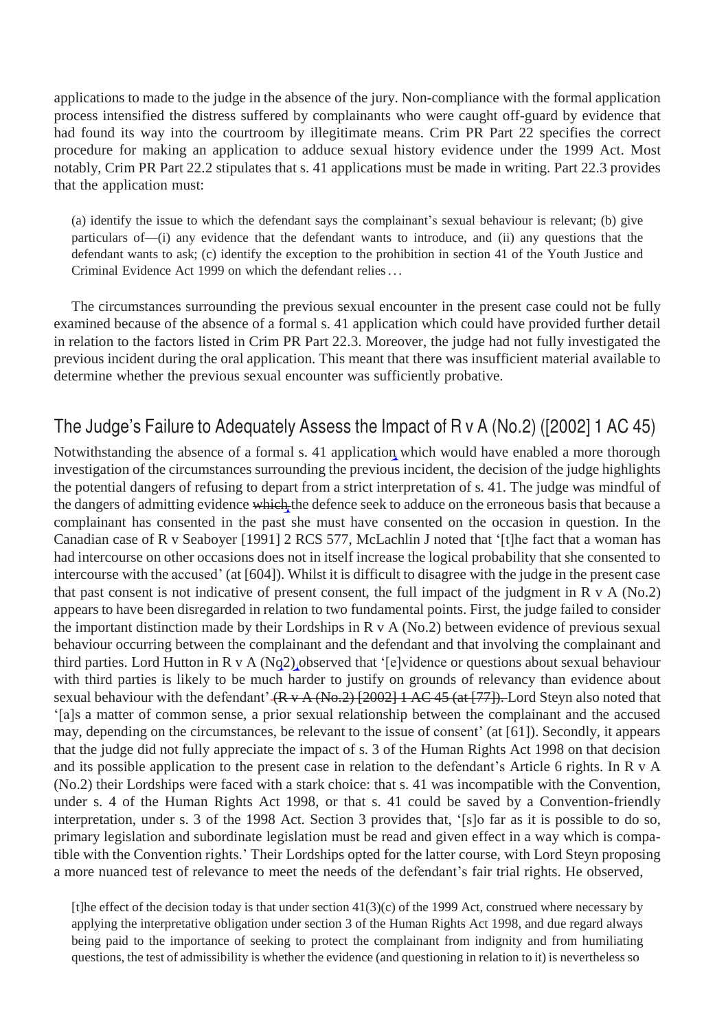applications to made to the judge in the absence of the jury. Non-compliance with the formal application process intensified the distress suffered by complainants who were caught off-guard by evidence that had found its way into the courtroom by illegitimate means. Crim PR Part 22 specifies the correct procedure for making an application to adduce sexual history evidence under the 1999 Act. Most notably, Crim PR Part 22.2 stipulates that s. 41 applications must be made in writing. Part 22.3 provides that the application must:

> (a) identify the issue to which the defendant says the complainant's sexual behaviour is relevant; (b) give particulars of—(i) any evidence that the defendant wants to introduce, and (ii) any questions that the defendant wants to ask; (c) identify the exception to the prohibition in section 41 of the Youth Justice and Criminal Evidence Act 1999 on which the defendant relies . . .

The circumstances surrounding the previous sexual encounter in the present case could not be fully examined because of the absence of a formal s. 41 application which could have provided further detail in relation to the factors listed in Crim PR Part 22.3. Moreover, the judge had not fully investigated the previous incident during the oral application. This meant that there was insufficient material available to determine whether the previous sexual encounter was sufficiently probative.

## The Judge's Failure to Adequately Assess the Impact of R v A (No.2) ([2002] 1 AC 45)

Notwithstanding the absence of a formal s. 41 application, which would have enabled a more thorough investigation of the circumstances surrounding the previous incident, the decision of the judge highlights the potential dangers of refusing to depart from a strict interpretation of s. 41. The judge was mindful of the dangers of admitting evidence ~~which~~, the defence seek to adduce on the erroneous basis that because a complainant has consented in the past she must have consented on the occasion in question. In the Canadian case of R v Seaboyer [1991] 2 RCS 577, McLachlin J noted that '[t]he fact that a woman has had intercourse on other occasions does not in itself increase the logical probability that she consented to intercourse with the accused' (at [604]). Whilst it is difficult to disagree with the judge in the present case that past consent is not indicative of present consent, the full impact of the judgment in R v A (No.2) appears to have been disregarded in relation to two fundamental points. First, the judge failed to consider the important distinction made by their Lordships in R v A (No.2) between evidence of previous sexual behaviour occurring between the complainant and the defendant and that involving the complainant and third parties. Lord Hutton in R v A (No.2), observed that '[e]vidence or questions about sexual behaviour with third parties is likely to be much harder to justify on grounds of relevancy than evidence about sexual behaviour with the defendant' ~~(R v A (No.2) [2002] 1 AC 45 (at [77]).~~ Lord Steyn also noted that '[a]s a matter of common sense, a prior sexual relationship between the complainant and the accused may, depending on the circumstances, be relevant to the issue of consent' (at [61]). Secondly, it appears that the judge did not fully appreciate the impact of s. 3 of the Human Rights Act 1998 on that decision and its possible application to the present case in relation to the defendant's Article 6 rights. In R v A (No.2) their Lordships were faced with a stark choice: that s. 41 was incompatible with the Convention, under s. 4 of the Human Rights Act 1998, or that s. 41 could be saved by a Convention-friendly interpretation, under s. 3 of the 1998 Act. Section 3 provides that, '[s]o far as it is possible to do so, primary legislation and subordinate legislation must be read and given effect in a way which is compatible with the Convention rights.' Their Lordships opted for the latter course, with Lord Steyn proposing a more nuanced test of relevance to meet the needs of the defendant's fair trial rights. He observed,

> [t]he effect of the decision today is that under section 41(3)(c) of the 1999 Act, construed where necessary by applying the interpretative obligation under section 3 of the Human Rights Act 1998, and due regard always being paid to the importance of seeking to protect the complainant from indignity and from humiliating questions, the test of admissibility is whether the evidence (and questioning in relation to it) is nevertheless so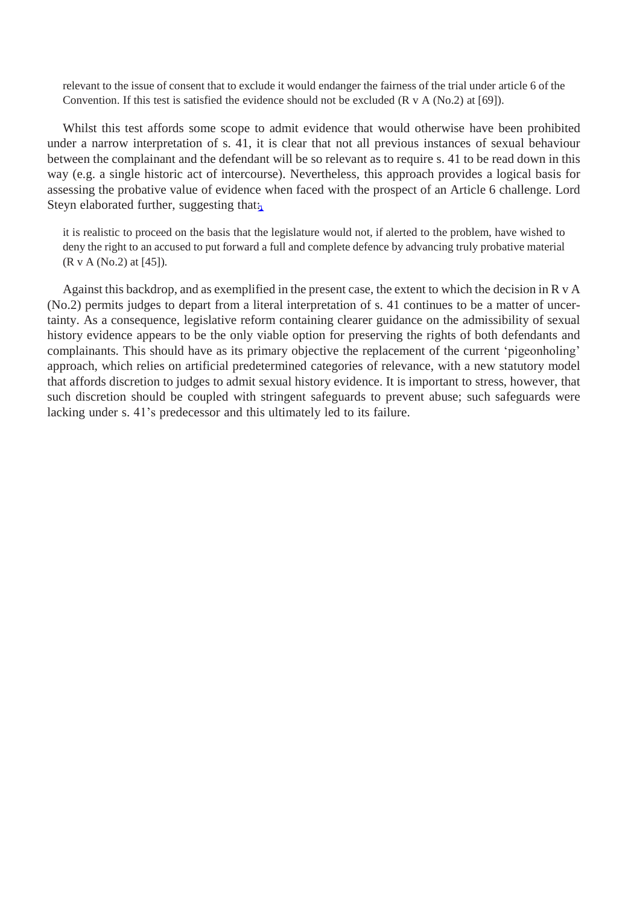> relevant to the issue of consent that to exclude it would endanger the fairness of the trial under article 6 of the Convention. If this test is satisfied the evidence should not be excluded (R v A (No.2) at [69]).

Whilst this test affords some scope to admit evidence that would otherwise have been prohibited under a narrow interpretation of s. 41, it is clear that not all previous instances of sexual behaviour between the complainant and the defendant will be so relevant as to require s. 41 to be read down in this way (e.g. a single historic act of intercourse). Nevertheless, this approach provides a logical basis for assessing the probative value of evidence when faced with the prospect of an Article 6 challenge. Lord Steyn elaborated further, suggesting that:

> it is realistic to proceed on the basis that the legislature would not, if alerted to the problem, have wished to deny the right to an accused to put forward a full and complete defence by advancing truly probative material (R v A (No.2) at [45]).

Against this backdrop, and as exemplified in the present case, the extent to which the decision in R v A (No.2) permits judges to depart from a literal interpretation of s. 41 continues to be a matter of uncertainty. As a consequence, legislative reform containing clearer guidance on the admissibility of sexual history evidence appears to be the only viable option for preserving the rights of both defendants and complainants. This should have as its primary objective the replacement of the current 'pigeonholing' approach, which relies on artificial predetermined categories of relevance, with a new statutory model that affords discretion to judges to admit sexual history evidence. It is important to stress, however, that such discretion should be coupled with stringent safeguards to prevent abuse; such safeguards were lacking under s. 41's predecessor and this ultimately led to its failure.